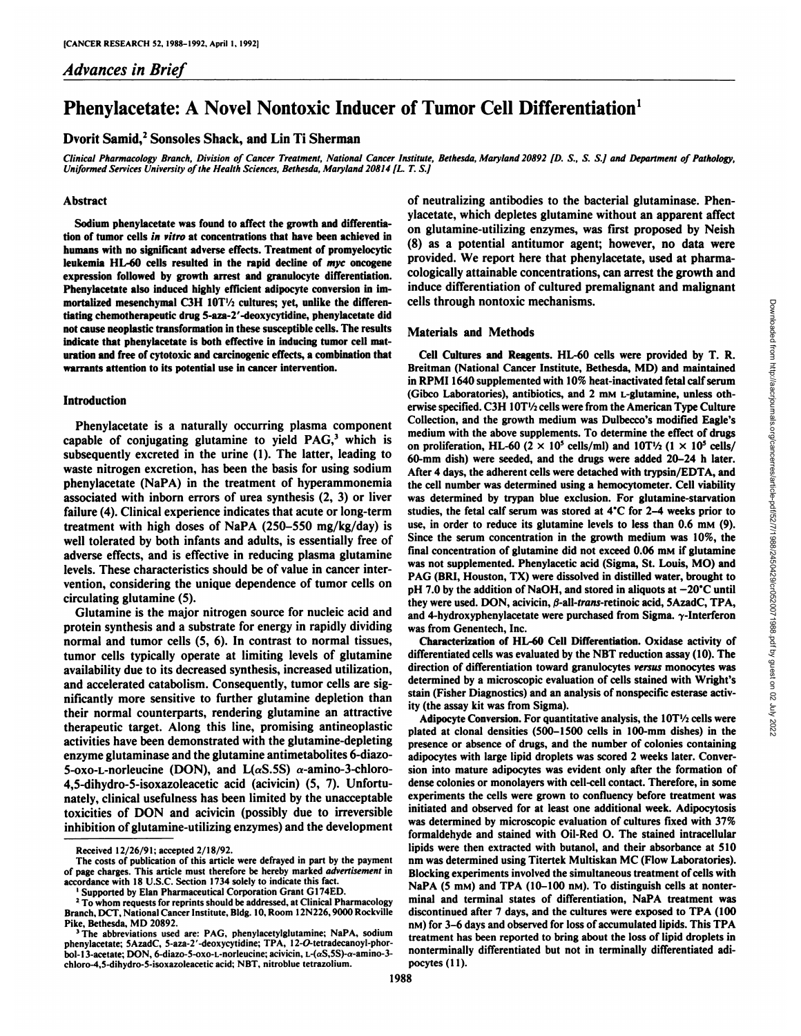*Advances in Brief*

# Phenylacetate: A Novel Nontoxic Inducer of Tumor Cell Differentiation[1]

Dvorit Samid,[2] Sonsoles Shack, and Lin Ti Sherman

Clinical Pharmacology Branch, Division of Cancer Treatment, National Cancer Institute, Bethesda, Maryland 20892 [D. S., S. S.] and Department of Pathology, Uniformed Services University of the Health Sciences, Bethesda, Maryland 20814 [L. T. S.]

## Abstract

Sodium phenylacetate was found to affect the growth and differentiation of tumor cells *in vitro* at concentrations that have been achieved in humans with no significant adverse effects. Treatment of promyelocytic leukemia HL-60 cells resulted in the rapid decline of *myc* oncogene expression followed by growth arrest and granulocyte differentiation. Phenylacetate also induced highly efficient adipocyte conversion in immortalized mesenchymal C3H 10T½ cultures; yet, unlike the differentiating chemotherapeutic drug 5-aza-2′-deoxycytidine, phenylacetate did not cause neoplastic transformation in these susceptible cells. The results indicate that phenylacetate is both effective in inducing tumor cell maturation and free of cytotoxic and carcinogenic effects, a combination that warrants attention to its potential use in cancer intervention.

## Introduction

Phenylacetate is a naturally occurring plasma component capable of conjugating glutamine to yield PAG,[3] which is subsequently excreted in the urine (1). The latter, leading to waste nitrogen excretion, has been the basis for using sodium phenylacetate (NaPA) in the treatment of hyperammonemia associated with inborn errors of urea synthesis (2, 3) or liver failure (4). Clinical experience indicates that acute or long-term treatment with high doses of NaPA (250–550 mg/kg/day) is well tolerated by both infants and adults, is essentially free of adverse effects, and is effective in reducing plasma glutamine levels. These characteristics should be of value in cancer intervention, considering the unique dependence of tumor cells on circulating glutamine (5).

Glutamine is the major nitrogen source for nucleic acid and protein synthesis and a substrate for energy in rapidly dividing normal and tumor cells (5, 6). In contrast to normal tissues, tumor cells typically operate at limiting levels of glutamine availability due to its decreased synthesis, increased utilization, and accelerated catabolism. Consequently, tumor cells are significantly more sensitive to further glutamine depletion than their normal counterparts, rendering glutamine an attractive therapeutic target. Along this line, promising antineoplastic activities have been demonstrated with the glutamine-depleting enzyme glutaminase and the glutamine antimetabolites 6-diazo-5-oxo-L-norleucine (DON), and L(αS.5S) α-amino-3-chloro-4,5-dihydro-5-isoxazoleacetic acid (acivicin) (5, 7). Unfortunately, clinical usefulness has been limited by the unacceptable toxicities of DON and acivicin (possibly due to irreversible inhibition of glutamine-utilizing enzymes) and the development of neutralizing antibodies to the bacterial glutaminase. Phenylacetate, which depletes glutamine without an apparent affect on glutamine-utilizing enzymes, was first proposed by Neish (8) as a potential antitumor agent; however, no data were provided. We report here that phenylacetate, used at pharmacologically attainable concentrations, can arrest the growth and induce differentiation of cultured premalignant and malignant cells through nontoxic mechanisms.

## Materials and Methods

**Cell Cultures and Reagents.** HL-60 cells were provided by T. R. Breitman (National Cancer Institute, Bethesda, MD) and maintained in RPMI 1640 supplemented with 10% heat-inactivated fetal calf serum (Gibco Laboratories), antibiotics, and 2 mM L-glutamine, unless otherwise specified. C3H 10T½ cells were from the American Type Culture Collection, and the growth medium was Dulbecco's modified Eagle's medium with the above supplements. To determine the effect of drugs on proliferation, HL-60 ($2 \times 10^5$ cells/ml) and 10T½ ($1 \times 10^5$ cells/60-mm dish) were seeded, and the drugs were added 20–24 h later. After 4 days, the adherent cells were detached with trypsin/EDTA, and the cell number was determined using a hemocytometer. Cell viability was determined by trypan blue exclusion. For glutamine-starvation studies, the fetal calf serum was stored at 4°C for 2–4 weeks prior to use, in order to reduce its glutamine levels to less than 0.6 mM (9). Since the serum concentration in the growth medium was 10%, the final concentration of glutamine did not exceed 0.06 mM if glutamine was not supplemented. Phenylacetic acid (Sigma, St. Louis, MO) and PAG (BRI, Houston, TX) were dissolved in distilled water, brought to pH 7.0 by the addition of NaOH, and stored in aliquots at −20°C until they were used. DON, acivicin, β-all-*trans*-retinoic acid, 5AzadC, TPA, and 4-hydroxyphenylacetate were purchased from Sigma. γ-Interferon was from Genentech, Inc.

**Characterization of HL-60 Cell Differentiation.** Oxidase activity of differentiated cells was evaluated by the NBT reduction assay (10). The direction of differentiation toward granulocytes *versus* monocytes was determined by a microscopic evaluation of cells stained with Wright's stain (Fisher Diagnostics) and an analysis of nonspecific esterase activity (the assay kit was from Sigma).

**Adipocyte Conversion.** For quantitative analysis, the 10T½ cells were plated at clonal densities (500–1500 cells in 100-mm dishes) in the presence or absence of drugs, and the number of colonies containing adipocytes with large lipid droplets was scored 2 weeks later. Conversion into mature adipocytes was evident only after the formation of dense colonies or monolayers with cell-cell contact. Therefore, in some experiments the cells were grown to confluency before treatment was initiated and observed for at least one additional week. Adipocytosis was determined by microscopic evaluation of cultures fixed with 37% formaldehyde and stained with Oil-Red O. The stained intracellular lipids were then extracted with butanol, and their absorbance at 510 nm was determined using Titertek Multiskan MC (Flow Laboratories). Blocking experiments involved the simultaneous treatment of cells with NaPA (5 mM) and TPA (10–100 nM). To distinguish cells at nonterminal and terminal states of differentiation, NaPA treatment was discontinued after 7 days, and the cultures were exposed to TPA (100 nM) for 3–6 days and observed for loss of accumulated lipids. This TPA treatment has been reported to bring about the loss of lipid droplets in nonterminally differentiated but not in terminally differentiated adipocytes (11).

Received 12/26/91; accepted 2/18/92.

The costs of publication of this article were defrayed in part by the payment of page charges. This article must therefore be hereby marked *advertisement* in accordance with 18 U.S.C. Section 1734 solely to indicate this fact.

[1] Supported by Elan Pharmaceutical Corporation Grant G174ED.

[2] To whom requests for reprints should be addressed, at Clinical Pharmacology Branch, DCT, National Cancer Institute, Bldg. 10, Room 12N226, 9000 Rockville Pike, Bethesda, MD 20892.

[3] The abbreviations used are: PAG, phenylacetylglutamine; NaPA, sodium phenylacetate; 5AzadC, 5-aza-2′-deoxycytidine; TPA, 12-*O*-tetradecanoyl-phorbol-13-acetate; DON, 6-diazo-5-oxo-L-norleucine; acivicin, L-(αS,5S)-α-amino-3-chloro-4,5-dihydro-5-isoxazoleacetic acid; NBT, nitroblue tetrazolium.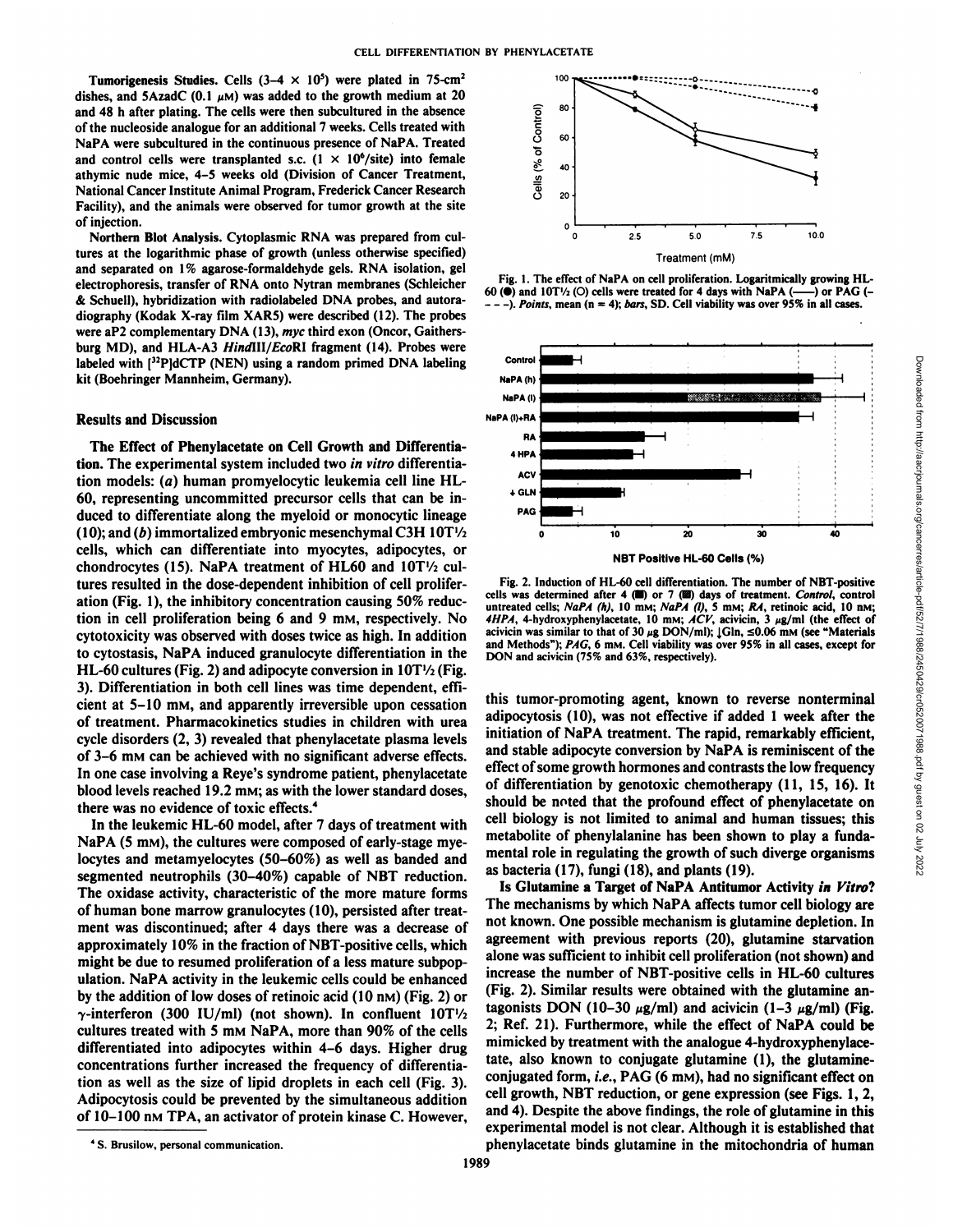**Tumorigenesis Studies.** Cells (3–4 × $10^5$) were plated in 75-cm$^2$ dishes, and 5AzadC (0.1 μM) was added to the growth medium at 20 and 48 h after plating. The cells were then subcultured in the absence of the nucleoside analogue for an additional 7 weeks. Cells treated with NaPA were subcultured in the continuous presence of NaPA. Treated and control cells were transplanted s.c. (1 × $10^6$/site) into female athymic nude mice, 4–5 weeks old (Division of Cancer Treatment, National Cancer Institute Animal Program, Frederick Cancer Research Facility), and the animals were observed for tumor growth at the site of injection.

**Northern Blot Analysis.** Cytoplasmic RNA was prepared from cultures at the logarithmic phase of growth (unless otherwise specified) and separated on 1% agarose-formaldehyde gels. RNA isolation, gel electrophoresis, transfer of RNA onto Nytran membranes (Schleicher & Schuell), hybridization with radiolabeled DNA probes, and autoradiography (Kodak X-ray film XAR5) were described (12). The probes were aP2 complementary DNA (13), *myc* third exon (Oncor, Gaithersburg MD), and HLA-A3 *Hin*dIII/*Eco*RI fragment (14). Probes were labeled with [$^{32}$P]dCTP (NEN) using a random primed DNA labeling kit (Boehringer Mannheim, Germany).

## Results and Discussion

**The Effect of Phenylacetate on Cell Growth and Differentiation.** The experimental system included two *in vitro* differentiation models: (*a*) human promyelocytic leukemia cell line HL-60, representing uncommitted precursor cells that can be induced to differentiate along the myeloid or monocytic lineage (10); and (*b*) immortalized embryonic mesenchymal C3H 10T½ cells, which can differentiate into myocytes, adipocytes, or chondrocytes (15). NaPA treatment of HL60 and 10T½ cultures resulted in the dose-dependent inhibition of cell proliferation (Fig. 1), the inhibitory concentration causing 50% reduction in cell proliferation being 6 and 9 mM, respectively. No cytotoxicity was observed with doses twice as high. In addition to cytostasis, NaPA induced granulocyte differentiation in the HL-60 cultures (Fig. 2) and adipocyte conversion in 10T½ (Fig. 3). Differentiation in both cell lines was time dependent, efficient at 5–10 mM, and apparently irreversible upon cessation of treatment. Pharmacokinetics studies in children with urea cycle disorders (2, 3) revealed that phenylacetate plasma levels of 3–6 mM can be achieved with no significant adverse effects. In one case involving a Reye's syndrome patient, phenylacetate blood levels reached 19.2 mM; as with the lower standard doses, there was no evidence of toxic effects.[4]

In the leukemic HL-60 model, after 7 days of treatment with NaPA (5 mM), the cultures were composed of early-stage myelocytes and metamyelocytes (50–60%) as well as banded and segmented neutrophils (30–40%) capable of NBT reduction. The oxidase activity, characteristic of the more mature forms of human bone marrow granulocytes (10), persisted after treatment was discontinued; after 4 days there was a decrease of approximately 10% in the fraction of NBT-positive cells, which might be due to resumed proliferation of a less mature subpopulation. NaPA activity in the leukemic cells could be enhanced by the addition of low doses of retinoic acid (10 nM) (Fig. 2) or γ-interferon (300 IU/ml) (not shown). In confluent 10T½ cultures treated with 5 mM NaPA, more than 90% of the cells differentiated into adipocytes within 4–6 days. Higher drug concentrations further increased the frequency of differentiation as well as the size of lipid droplets in each cell (Fig. 3). Adipocytosis could be prevented by the simultaneous addition of 10–100 nM TPA, an activator of protein kinase C. However, this tumor-promoting agent, known to reverse nonterminal adipocytosis (10), was not effective if added 1 week after the initiation of NaPA treatment. The rapid, remarkably efficient, and stable adipocyte conversion by NaPA is reminiscent of the effect of some growth hormones and contrasts the low frequency of differentiation by genotoxic chemotherapy (11, 15, 16). It should be noted that the profound effect of phenylacetate on cell biology is not limited to animal and human tissues; this metabolite of phenylalanine has been shown to play a fundamental role in regulating the growth of such diverge organisms as bacteria (17), fungi (18), and plants (19).

[4] S. Brusilow, personal communication.

Fig. 1. The effect of NaPA on cell proliferation. Logaritmically growing HL-60 (●) and 10T½ (○) cells were treated for 4 days with NaPA (——) or PAG (- - - -). *Points*, mean (n = 4); *bars*, SD. Cell viability was over 95% in all cases.

Fig. 2. Induction of HL-60 cell differentiation. The number of NBT-positive cells was determined after 4 (■) or 7 (▩) days of treatment. *Control*, control untreated cells; *NaPA (h)*, 10 mM; *NaPA (l)*, 5 mM; *RA*, retinoic acid, 10 nM; *4HPA*, 4-hydroxyphenylacetate, 10 mM; *ACV*, acivicin, 3 μg/ml (the effect of acivicin was similar to that of 30 μg DON/ml); ↓Gln, ≤0.06 mM (see "Materials and Methods"); *PAG*, 6 mM. Cell viability was over 95% in all cases, except for DON and acivicin (75% and 63%, respectively).

**Is Glutamine a Target of NaPA Antitumor Activity *in Vitro*?** The mechanisms by which NaPA affects tumor cell biology are not known. One possible mechanism is glutamine depletion. In agreement with previous reports (20), glutamine starvation alone was sufficient to inhibit cell proliferation (not shown) and increase the number of NBT-positive cells in HL-60 cultures (Fig. 2). Similar results were obtained with the glutamine antagonists DON (10–30 μg/ml) and acivicin (1–3 μg/ml) (Fig. 2; Ref. 21). Furthermore, while the effect of NaPA could be mimicked by treatment with the analogue 4-hydroxyphenylacetate, also known to conjugate glutamine (1), the glutamine-conjugated form, *i.e.*, PAG (6 mM), had no significant effect on cell growth, NBT reduction, or gene expression (see Figs. 1, 2, and 4). Despite the above findings, the role of glutamine in this experimental model is not clear. Although it is established that phenylacetate binds glutamine in the mitochondria of human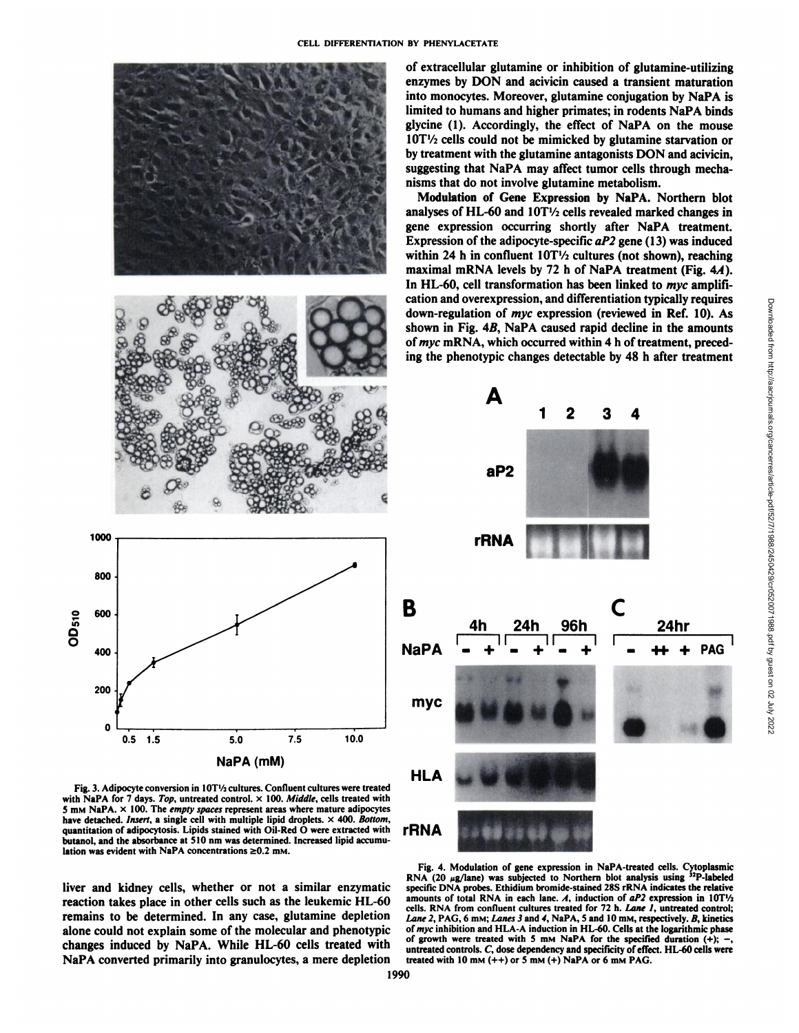of extracellular glutamine or inhibition of glutamine-utilizing enzymes by DON and acivicin caused a transient maturation into monocytes. Moreover, glutamine conjugation by NaPA is limited to humans and higher primates; in rodents NaPA binds glycine (1). Accordingly, the effect of NaPA on the mouse 10T½ cells could not be mimicked by glutamine starvation or by treatment with the glutamine antagonists DON and acivicin, suggesting that NaPA may affect tumor cells through mechanisms that do not involve glutamine metabolism.

**Modulation of Gene Expression by NaPA.** Northern blot analyses of HL-60 and 10T½ cells revealed marked changes in gene expression occurring shortly after NaPA treatment. Expression of the adipocyte-specific *aP2* gene (13) was induced within 24 h in confluent 10T½ cultures (not shown), reaching maximal mRNA levels by 72 h of NaPA treatment (Fig. 4*A*). In HL-60, cell transformation has been linked to *myc* amplification and overexpression, and differentiation typically requires down-regulation of *myc* expression (reviewed in Ref. 10). As shown in Fig. 4*B*, NaPA caused rapid decline in the amounts of *myc* mRNA, which occurred within 4 h of treatment, preceding the phenotypic changes detectable by 48 h after treatment

Fig. 3. Adipocyte conversion in 10T½ cultures. Confluent cultures were treated with NaPA for 7 days. *Top*, untreated control. × 100. *Middle*, cells treated with 5 mM NaPA. × 100. The *empty spaces* represent areas where mature adipocytes have detached. *Insert*, a single cell with multiple lipid droplets. × 400. *Bottom*, quantitation of adipocytosis. Lipids stained with Oil-Red O were extracted with butanol, and the absorbance at 510 nm was determined. Increased lipid accumulation was evident with NaPA concentrations ≥0.2 mM.

Fig. 4. Modulation of gene expression in NaPA-treated cells. Cytoplasmic RNA (20 μg/lane) was subjected to Northern blot analysis using $^{32}$P-labeled specific DNA probes. Ethidium bromide-stained 28S rRNA indicates the relative amounts of total RNA in each lane. *A*, induction of *aP2* expression in 10T½ cells. RNA from confluent cultures treated for 72 h. *Lane 1*, untreated control; *Lane 2*, PAG, 6 mM; *Lanes 3* and *4*, NaPA, 5 and 10 mM, respectively. *B*, kinetics of *myc* inhibition and HLA-A induction in HL-60. Cells at the logarithmic phase of growth were treated with 5 mM NaPA for the specified duration (+); −, untreated controls. *C*, dose dependency and specificity of effect. HL-60 cells were treated with 10 mM (++) or 5 mM (+) NaPA or 6 mM PAG.

liver and kidney cells, whether or not a similar enzymatic reaction takes place in other cells such as the leukemic HL-60 remains to be determined. In any case, glutamine depletion alone could not explain some of the molecular and phenotypic changes induced by NaPA. While HL-60 cells treated with NaPA converted primarily into granulocytes, a mere depletion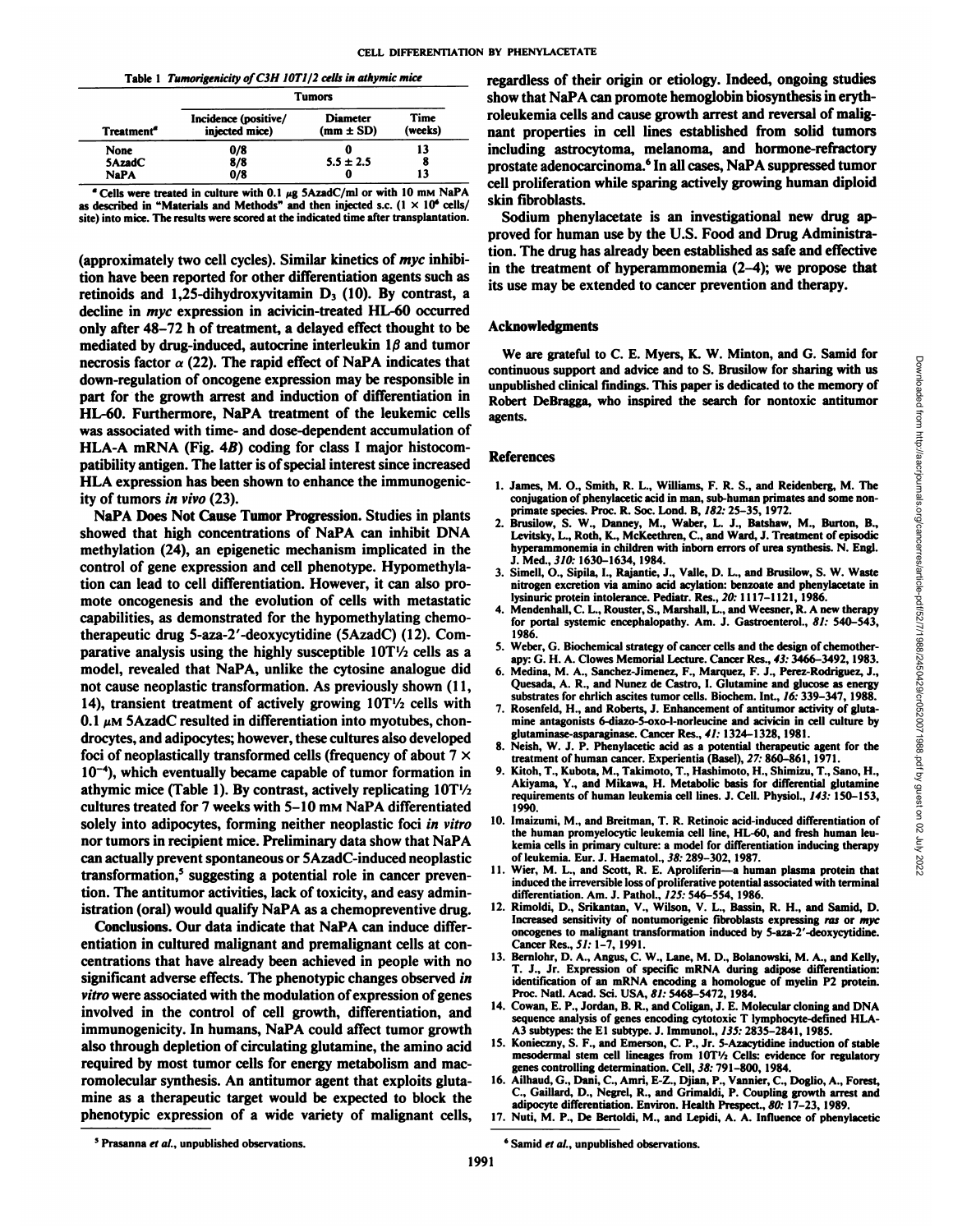Table 1 *Tumorigenicity of C3H 10T1/2 cells in athymic mice*

| Treatment[a] | Tumors | | |
|---|---|---|---|
| | Incidence (positive/ injected mice) | Diameter (mm ± SD) | Time (weeks) |
| None | 0/8 | 0 | 13 |
| 5AzadC | 8/8 | 5.5 ± 2.5 | 8 |
| NaPA | 0/8 | 0 | 13 |

[a] Cells were treated in culture with 0.1 µg 5AzadC/ml or with 10 mM NaPA as described in "Materials and Methods" and then injected s.c. ($1 \times 10^6$ cells/ site) into mice. The results were scored at the indicated time after transplantation.

(approximately two cell cycles). Similar kinetics of *myc* inhibition have been reported for other differentiation agents such as retinoids and 1,25-dihydroxyvitamin $D_3$ (10). By contrast, a decline in *myc* expression in acivicin-treated HL-60 occurred only after 48–72 h of treatment, a delayed effect thought to be mediated by drug-induced, autocrine interleukin 1$\beta$ and tumor necrosis factor $\alpha$ (22). The rapid effect of NaPA indicates that down-regulation of oncogene expression may be responsible in part for the growth arrest and induction of differentiation in HL-60. Furthermore, NaPA treatment of the leukemic cells was associated with time- and dose-dependent accumulation of HLA-A mRNA (Fig. 4*B*) coding for class I major histocompatibility antigen. The latter is of special interest since increased HLA expression has been shown to enhance the immunogenicity of tumors *in vivo* (23).

**NaPA Does Not Cause Tumor Progression.** Studies in plants showed that high concentrations of NaPA can inhibit DNA methylation (24), an epigenetic mechanism implicated in the control of gene expression and cell phenotype. Hypomethylation can lead to cell differentiation. However, it can also promote oncogenesis and the evolution of cells with metastatic capabilities, as demonstrated for the hypomethylating chemotherapeutic drug 5-aza-2′-deoxycytidine (5AzadC) (12). Comparative analysis using the highly susceptible 10T½ cells as a model, revealed that NaPA, unlike the cytosine analogue did not cause neoplastic transformation. As previously shown (11, 14), transient treatment of actively growing 10T½ cells with 0.1 µM 5AzadC resulted in differentiation into myotubes, chondrocytes, and adipocytes; however, these cultures also developed foci of neoplastically transformed cells (frequency of about $7 \times 10^{-4}$), which eventually became capable of tumor formation in athymic mice (Table 1). By contrast, actively replicating 10T½ cultures treated for 7 weeks with 5–10 mM NaPA differentiated solely into adipocytes, forming neither neoplastic foci *in vitro* nor tumors in recipient mice. Preliminary data show that NaPA can actually prevent spontaneous or 5AzadC-induced neoplastic transformation,[5] suggesting a potential role in cancer prevention. The antitumor activities, lack of toxicity, and easy administration (oral) would qualify NaPA as a chemopreventive drug.

**Conclusions.** Our data indicate that NaPA can induce differentiation in cultured malignant and premalignant cells at concentrations that have already been achieved in people with no significant adverse effects. The phenotypic changes observed *in vitro* were associated with the modulation of expression of genes involved in the control of cell growth, differentiation, and immunogenicity. In humans, NaPA could affect tumor growth also through depletion of circulating glutamine, the amino acid required by most tumor cells for energy metabolism and macromolecular synthesis. An antitumor agent that exploits glutamine as a therapeutic target would be expected to block the phenotypic expression of a wide variety of malignant cells, regardless of their origin or etiology. Indeed, ongoing studies show that NaPA can promote hemoglobin biosynthesis in erythroleukemia cells and cause growth arrest and reversal of malignant properties in cell lines established from solid tumors including astrocytoma, melanoma, and hormone-refractory prostate adenocarcinoma.[6] In all cases, NaPA suppressed tumor cell proliferation while sparing actively growing human diploid skin fibroblasts.

Sodium phenylacetate is an investigational new drug approved for human use by the U.S. Food and Drug Administration. The drug has already been established as safe and effective in the treatment of hyperammonemia (2–4); we propose that its use may be extended to cancer prevention and therapy.

## Acknowledgments

We are grateful to C. E. Myers, K. W. Minton, and G. Samid for continuous support and advice and to S. Brusilow for sharing with us unpublished clinical findings. This paper is dedicated to the memory of Robert DeBragga, who inspired the search for nontoxic antitumor agents.

## References

1. James, M. O., Smith, R. L., Williams, F. R. S., and Reidenberg, M. The conjugation of phenylacetic acid in man, sub-human primates and some non-primate species. Proc. R. Soc. Lond. B, *182:* 25–35, 1972.
2. Brusilow, S. W., Danney, M., Waber, L. J., Batshaw, M., Burton, B., Levitsky, L., Roth, K., McKeethren, C., and Ward, J. Treatment of episodic hyperammonemia in children with inborn errors of urea synthesis. N. Engl. J. Med., *310:* 1630–1634, 1984.
3. Simell, O., Sipila, I., Rajantie, J., Valle, D. L., and Brusilow, S. W. Waste nitrogen excretion via amino acid acylation: benzoate and phenylacetate in lysinuric protein intolerance. Pediatr. Res., *20:* 1117–1121, 1986.
4. Mendenhall, C. L., Rouster, S., Marshall, L., and Weesner, R. A new therapy for portal systemic encephalopathy. Am. J. Gastroenterol., *81:* 540–543, 1986.
5. Weber, G. Biochemical strategy of cancer cells and the design of chemotherapy: G. H. A. Clowes Memorial Lecture. Cancer Res., *43:* 3466–3492, 1983.
6. Medina, M. A., Sanchez-Jimenez, F., Marquez, F. J., Perez-Rodriguez, J., Quesada, A. R., and Nunez de Castro, I. Glutamine and glucose as energy substrates for ehrlich ascites tumor cells. Biochem. Int., *16:* 339–347, 1988.
7. Rosenfeld, H., and Roberts, J. Enhancement of antitumor activity of glutamine antagonists 6-diazo-5-oxo-l-norleucine and acivicin in cell culture by glutaminase-asparaginase. Cancer Res., *41:* 1324–1328, 1981.
8. Neish, W. J. P. Phenylacetic acid as a potential therapeutic agent for the treatment of human cancer. Experientia (Basel), *27:* 860–861, 1971.
9. Kitoh, T., Kubota, M., Takimoto, T., Hashimoto, H., Shimizu, T., Sano, H., Akiyama, Y., and Mikawa, H. Metabolic basis for differential glutamine requirements of human leukemia cell lines. J. Cell. Physiol., *143:* 150–153, 1990.
10. Imaizumi, M., and Breitman, T. R. Retinoic acid-induced differentiation of the human promyelocytic leukemia cell line, HL-60, and fresh human leukemia cells in primary culture: a model for differentiation inducing therapy of leukemia. Eur. J. Haematol., *38:* 289–302, 1987.
11. Wier, M. L., and Scott, R. E. Aproliferin—a human plasma protein that induced the irreversible loss of proliferative potential associated with terminal differentiation. Am. J. Pathol., *125:* 546–554, 1986.
12. Rimoldi, D., Srikantan, V., Wilson, V. L., Bassin, R. H., and Samid, D. Increased sensitivity of nontumorigenic fibroblasts expressing *ras* or *myc* oncogenes to malignant transformation induced by 5-aza-2′-deoxycytidine. Cancer Res., *51:* 1–7, 1991.
13. Bernlohr, D. A., Angus, C. W., Lane, M. D., Bolanowski, M. A., and Kelly, T. J., Jr. Expression of specific mRNA during adipose differentiation: identification of an mRNA encoding a homologue of myelin P2 protein. Proc. Natl. Acad. Sci. USA, *81:* 5468–5472, 1984.
14. Cowan, E. P., Jordan, B. R., and Coligan, J. E. Molecular cloning and DNA sequence analysis of genes encoding cytotoxic T lymphocyte-defined HLA-A3 subtypes: the E1 subtype. J. Immunol., *135:* 2835–2841, 1985.
15. Konieczny, S. F., and Emerson, C. P., Jr. 5-Azacytidine induction of stable mesodermal stem cell lineages from 10T½ Cells: evidence for regulatory genes controlling determination. Cell, *38:* 791–800, 1984.
16. Ailhaud, G., Dani, C., Amri, E-Z., Djian, P., Vannier, C., Doglio, A., Forest, C., Gaillard, D., Negrel, R., and Grimaldi, P. Coupling growth arrest and adipocyte differentiation. Environ. Health Prespect., *80:* 17–23, 1989.
17. Nuti, M. P., De Bertoldi, M., and Lepidi, A. A. Influence of phenylacetic

[5] Prasanna *et al.*, unpublished observations.

[6] Samid *et al.*, unpublished observations.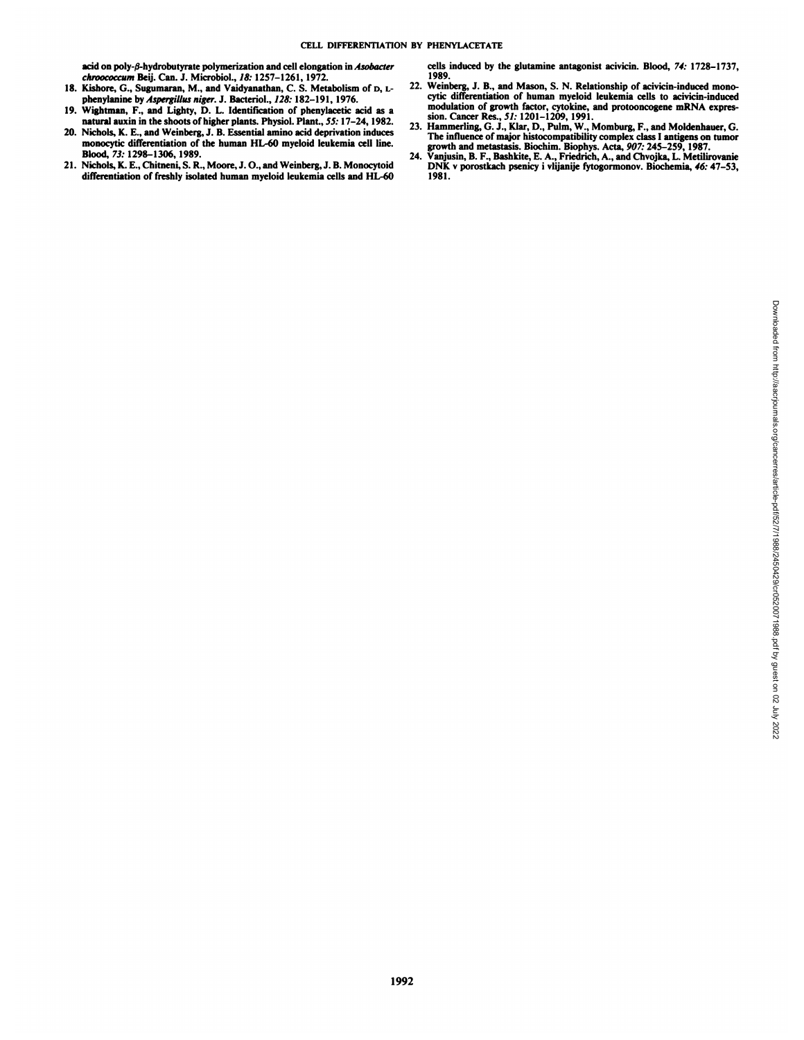acid on poly-β-hydrobutyrate polymerization and cell elongation in *Asobacter chroococcum* Beij. Can. J. Microbiol., *18:* 1257–1261, 1972.

18. Kishore, G., Sugumaran, M., and Vaidyanathan, C. S. Metabolism of D, L-phenylanine by *Aspergillus niger*. J. Bacteriol., *128:* 182–191, 1976.
19. Wightman, F., and Lighty, D. L. Identification of phenylacetic acid as a natural auxin in the shoots of higher plants. Physiol. Plant., *55:* 17–24, 1982.
20. Nichols, K. E., and Weinberg, J. B. Essential amino acid deprivation induces monocytic differentiation of the human HL-60 myeloid leukemia cell line. Blood, *73:* 1298–1306, 1989.
21. Nichols, K. E., Chitneni, S. R., Moore, J. O., and Weinberg, J. B. Monocytoid differentiation of freshly isolated human myeloid leukemia cells and HL-60 cells induced by the glutamine antagonist acivicin. Blood, *74:* 1728–1737, 1989.
22. Weinberg, J. B., and Mason, S. N. Relationship of acivicin-induced monocytic differentiation of human myeloid leukemia cells to acivicin-induced modulation of growth factor, cytokine, and protooncogene mRNA expression. Cancer Res., *51:* 1201–1209, 1991.
23. Hammerling, G. J., Klar, D., Pulm, W., Momburg, F., and Moldenhauer, G. The influence of major histocompatibility complex class I antigens on tumor growth and metastasis. Biochim. Biophys. Acta, *907:* 245–259, 1987.
24. Vanjusin, B. F., Bashkite, E. A., Friedrich, A., and Chvojka, L. Metilirovanie DNK v porostkach psenicy i vlijanije fytogormonov. Biochemia, *46:* 47–53, 1981.